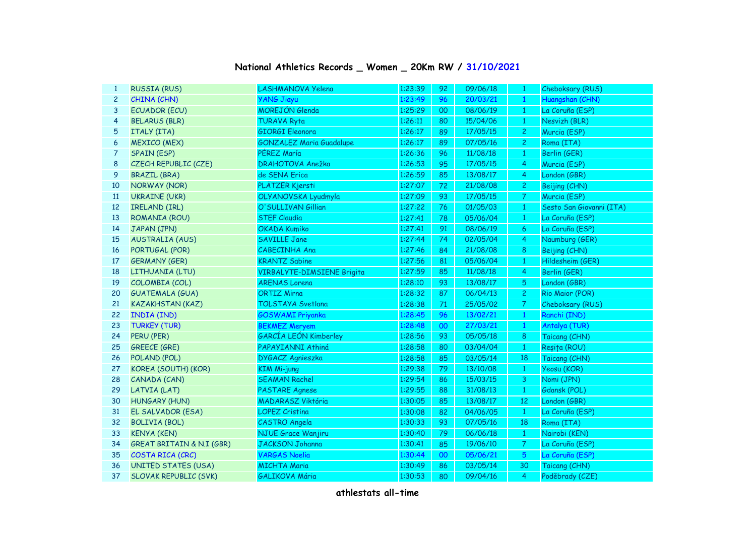# National Athletics Records _ Women _ 20Km RW / 31/10/2021

| | | | | | | | |
|---|---|---|---|---|---|---|---|
| 1 | RUSSIA (RUS) | LASHMANOVA Yelena | 1:23:39 | 92 | 09/06/18 | 1 | Cheboksary (RUS) |
| 2 | CHINA (CHN) | YANG Jiayu | 1:23:49 | 96 | 20/03/21 | 1 | Huangshan (CHN) |
| 3 | ECUADOR (ECU) | MOREJÓN Glenda | 1:25:29 | 00 | 08/06/19 | 1 | La Coruña (ESP) |
| 4 | BELARUS (BLR) | TURAVA Ryta | 1:26:11 | 80 | 15/04/06 | 1 | Nesvizh (BLR) |
| 5 | ITALY (ITA) | GIORGI Eleonora | 1:26:17 | 89 | 17/05/15 | 2 | Murcia (ESP) |
| 6 | MEXICO (MEX) | GONZALEZ Maria Guadalupe | 1:26:17 | 89 | 07/05/16 | 2 | Roma (ITA) |
| 7 | SPAIN (ESP) | PÉREZ María | 1:26:36 | 96 | 11/08/18 | 1 | Berlin (GER) |
| 8 | CZECH REPUBLIC (CZE) | DRAHOTOVA Anežka | 1:26:53 | 95 | 17/05/15 | 4 | Murcia (ESP) |
| 9 | BRAZIL (BRA) | de SENA Erica | 1:26:59 | 85 | 13/08/17 | 4 | London (GBR) |
| 10 | NORWAY (NOR) | PLÄTZER Kjersti | 1:27:07 | 72 | 21/08/08 | 2 | Beijing (CHN) |
| 11 | UKRAINE (UKR) | OLYANOVSKA Lyudmyla | 1:27:09 | 93 | 17/05/15 | 7 | Murcia (ESP) |
| 12 | IRELAND (IRL) | O'SULLIVAN Gillian | 1:27:22 | 76 | 01/05/03 | 1 | Sesto San Giovanni (ITA) |
| 13 | ROMANIA (ROU) | STEF Claudia | 1:27:41 | 78 | 05/06/04 | 1 | La Coruña (ESP) |
| 14 | JAPAN (JPN) | OKADA Kumiko | 1:27:41 | 91 | 08/06/19 | 6 | La Coruña (ESP) |
| 15 | AUSTRALIA (AUS) | SAVILLE Jane | 1:27:44 | 74 | 02/05/04 | 4 | Naumburg (GER) |
| 16 | PORTUGAL (POR) | CABECINHA Ana | 1:27:46 | 84 | 21/08/08 | 8 | Beijing (CHN) |
| 17 | GERMANY (GER) | KRANTZ Sabine | 1:27:56 | 81 | 05/06/04 | 1 | Hildesheim (GER) |
| 18 | LITHUANIA (LTU) | VIRBALYTE-DIMSIENE Brigita | 1:27:59 | 85 | 11/08/18 | 4 | Berlin (GER) |
| 19 | COLOMBIA (COL) | ARENAS Lorena | 1:28:10 | 93 | 13/08/17 | 5 | London (GBR) |
| 20 | GUATEMALA (GUA) | ORTIZ Mirna | 1:28:32 | 87 | 06/04/13 | 2 | Rio Maior (POR) |
| 21 | KAZAKHSTAN (KAZ) | TOLSTAYA Svetlana | 1:28:38 | 71 | 25/05/02 | 7 | Cheboksary (RUS) |
| 22 | INDIA (IND) | GOSWAMI Priyanka | 1:28:45 | 96 | 13/02/21 | 1 | Ranchi (IND) |
| 23 | TURKEY (TUR) | BEKMEZ Meryem | 1:28:48 | 00 | 27/03/21 | 1 | Antalya (TUR) |
| 24 | PERU (PER) | GARCÍA LEÓN Kimberley | 1:28:56 | 93 | 05/05/18 | 8 | Taicang (CHN) |
| 25 | GREECE (GRE) | PAPAYIANNI Athiná | 1:28:58 | 80 | 03/04/04 | 1 | Reşiţa (ROU) |
| 26 | POLAND (POL) | DYGACZ Agnieszka | 1:28:58 | 85 | 03/05/14 | 18 | Taicang (CHN) |
| 27 | KOREA (SOUTH) (KOR) | KIM Mi-jung | 1:29:38 | 79 | 13/10/08 | 1 | Yeosu (KOR) |
| 28 | CANADA (CAN) | SEAMAN Rachel | 1:29:54 | 86 | 15/03/15 | 3 | Nomi (JPN) |
| 29 | LATVIA (LAT) | PASTARE Agnese | 1:29:55 | 88 | 31/08/13 | 1 | Gdansk (POL) |
| 30 | HUNGARY (HUN) | MADARASZ Viktória | 1:30:05 | 85 | 13/08/17 | 12 | London (GBR) |
| 31 | EL SALVADOR (ESA) | LOPEZ Cristina | 1:30:08 | 82 | 04/06/05 | 1 | La Coruña (ESP) |
| 32 | BOLIVIA (BOL) | CASTRO Angela | 1:30:33 | 93 | 07/05/16 | 18 | Roma (ITA) |
| 33 | KENYA (KEN) | NJUE Grace Wanjiru | 1:30:40 | 79 | 06/06/18 | 1 | Nairobi (KEN) |
| 34 | GREAT BRITAIN & N.I (GBR) | JACKSON Johanna | 1:30:41 | 85 | 19/06/10 | 7 | La Coruña (ESP) |
| 35 | COSTA RICA (CRC) | VARGAS Noelia | 1:30:44 | 00 | 05/06/21 | 5 | La Coruña (ESP) |
| 36 | UNITED STATES (USA) | MICHTA Maria | 1:30:49 | 86 | 03/05/14 | 30 | Taicang (CHN) |
| 37 | SLOVAK REPUBLIC (SVK) | GALIKOVA Mária | 1:30:53 | 80 | 09/04/16 | 4 | Poděbrady (CZE) |

**athlestats all-time**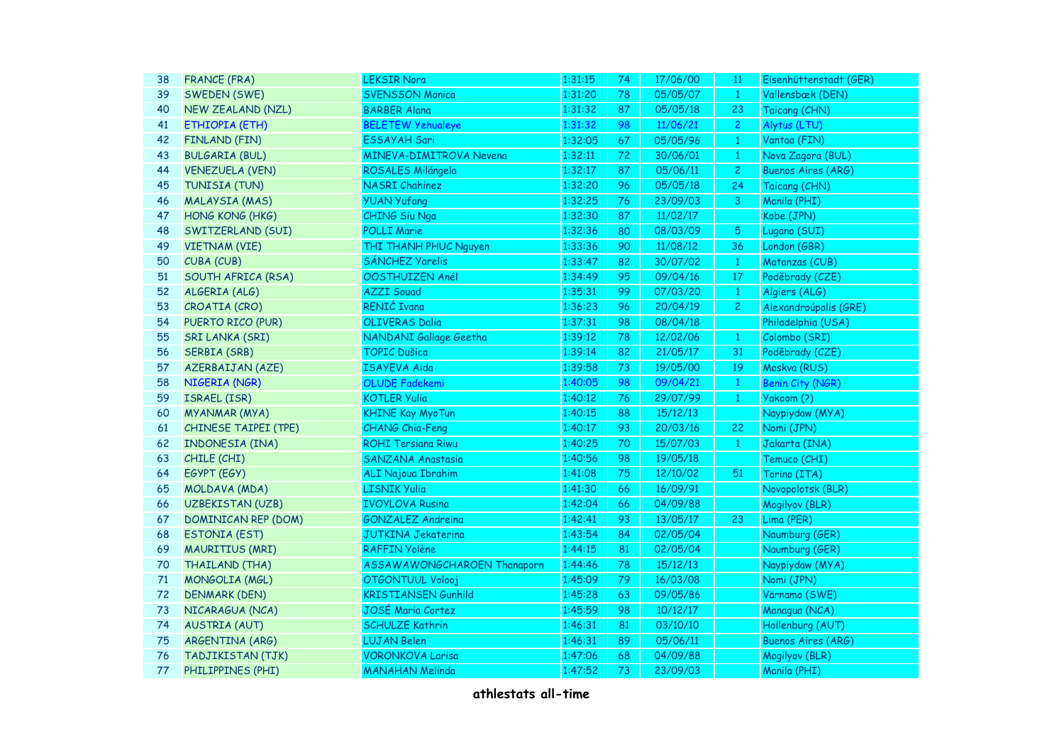| | | | | | | | |
|---|---|---|---|---|---|---|---|
| 38 | FRANCE (FRA) | LEKSIR Nora | 1:31:15 | 74 | 17/06/00 | 11 | Eisenhüttenstadt (GER) |
| 39 | SWEDEN (SWE) | SVENSSON Monica | 1:31:20 | 78 | 05/05/07 | 1 | Vallensbæk (DEN) |
| 40 | NEW ZEALAND (NZL) | BARBER Alana | 1:31:32 | 87 | 05/05/18 | 23 | Taicang (CHN) |
| 41 | ETHIOPIA (ETH) | BELETEW Yehualeye | 1:31:32 | 98 | 11/06/21 | 2 | Alytus (LTU) |
| 42 | FINLAND (FIN) | ESSAYAH Sari | 1:32:05 | 67 | 05/05/96 | 1 | Vantaa (FIN) |
| 43 | BULGARIA (BUL) | MINEVA-DIMITROVA Nevena | 1:32:11 | 72 | 30/06/01 | 1 | Nova Zagora (BUL) |
| 44 | VENEZUELA (VEN) | ROSALES Milángela | 1:32:17 | 87 | 05/06/11 | 2 | Buenos Aires (ARG) |
| 45 | TUNISIA (TUN) | NASRI Chahinez | 1:32:20 | 96 | 05/05/18 | 24 | Taicang (CHN) |
| 46 | MALAYSIA (MAS) | YUAN Yufang | 1:32:25 | 76 | 23/09/03 | 3 | Manila (PHI) |
| 47 | HONG KONG (HKG) | CHING Siu Nga | 1:32:30 | 87 | 11/02/17 | | Kobe (JPN) |
| 48 | SWITZERLAND (SUI) | POLLI Marie | 1:32:36 | 80 | 08/03/09 | 5 | Lugano (SUI) |
| 49 | VIETNAM (VIE) | THI THANH PHUC Nguyen | 1:33:36 | 90 | 11/08/12 | 36 | London (GBR) |
| 50 | CUBA (CUB) | SÁNCHEZ Yarelis | 1:33:47 | 82 | 30/07/02 | 1 | Matanzas (CUB) |
| 51 | SOUTH AFRICA (RSA) | OOSTHUIZEN Anél | 1:34:49 | 95 | 09/04/16 | 17 | Poděbrady (CZE) |
| 52 | ALGERIA (ALG) | AZZI Souad | 1:35:31 | 99 | 07/03/20 | 1 | Algiers (ALG) |
| 53 | CROATIA (CRO) | RENIĆ Ivana | 1:36:23 | 96 | 20/04/19 | 2 | Alexandroúpolis (GRE) |
| 54 | PUERTO RICO (PUR) | OLIVERAS Dalia | 1:37:31 | 98 | 08/04/18 | | Philadelphia (USA) |
| 55 | SRI LANKA (SRI) | NANDANI Gallage Geetha | 1:39:12 | 78 | 12/02/06 | 1 | Colombo (SRI) |
| 56 | SERBIA (SRB) | TOPIC Dušica | 1:39:14 | 82 | 21/05/17 | 31 | Poděbrady (CZE) |
| 57 | AZERBAIJAN (AZE) | ISAYEVA Aida | 1:39:58 | 73 | 19/05/00 | 19 | Moskva (RUS) |
| 58 | NIGERIA (NGR) | OLUDE Fadekemi | 1:40:05 | 98 | 09/04/21 | 1 | Benin City (NGR) |
| 59 | ISRAEL (ISR) | KOTLER Yulia | 1:40:12 | 76 | 29/07/99 | 1 | Yakoom (?) |
| 60 | MYANMAR (MYA) | KHINE Kay MyoTun | 1:40:15 | 88 | 15/12/13 | | Naypiydaw (MYA) |
| 61 | CHINESE TAIPEI (TPE) | CHANG Chia-Feng | 1:40:17 | 93 | 20/03/16 | 22 | Nomi (JPN) |
| 62 | INDONESIA (INA) | ROHI Tersiana Riwu | 1:40:25 | 70 | 15/07/03 | 1 | Jakarta (INA) |
| 63 | CHILE (CHI) | SANZANA Anastasia | 1:40:56 | 98 | 19/05/18 | | Temuco (CHI) |
| 64 | EGYPT (EGY) | ALI Najoua Ibrahim | 1:41:08 | 75 | 12/10/02 | 51 | Torino (ITA) |
| 65 | MOLDAVA (MDA) | LISNIK Yulia | 1:41:30 | 66 | 16/09/91 | | Novopolotsk (BLR) |
| 66 | UZBEKISTAN (UZB) | IVOYLOVA Rusina | 1:42:04 | 66 | 04/09/88 | | Mogilyov (BLR) |
| 67 | DOMINICAN REP (DOM) | GONZALEZ Andreina | 1:42:41 | 93 | 13/05/17 | 23 | Lima (PER) |
| 68 | ESTONIA (EST) | JUTKINA Jekaterina | 1:43:54 | 84 | 02/05/04 | | Naumburg (GER) |
| 69 | MAURITIUS (MRI) | RAFFIN Yolène | 1:44:15 | 81 | 02/05/04 | | Naumburg (GER) |
| 70 | THAILAND (THA) | ASSAWAWONGCHAROEN Thanaporn | 1:44:46 | 78 | 15/12/13 | | Naypiydaw (MYA) |
| 71 | MONGOLIA (MGL) | OTGONTUUL Volooj | 1:45:09 | 79 | 16/03/08 | | Nomi (JPN) |
| 72 | DENMARK (DEN) | KRISTIANSEN Gunhild | 1:45:28 | 63 | 09/05/86 | | Värnamo (SWE) |
| 73 | NICARAGUA (NCA) | JOSÉ Maria Cortez | 1:45:59 | 98 | 10/12/17 | | Managua (NCA) |
| 74 | AUSTRIA (AUT) | SCHULZE Kathrin | 1:46:31 | 81 | 03/10/10 | | Hollenburg (AUT) |
| 75 | ARGENTINA (ARG) | LUJAN Belen | 1:46:31 | 89 | 05/06/11 | | Buenos Aires (ARG) |
| 76 | TADJIKISTAN (TJK) | VORONKOVA Larisa | 1:47:06 | 68 | 04/09/88 | | Mogilyov (BLR) |
| 77 | PHILIPPINES (PHI) | MANAHAN Melinda | 1:47:52 | 73 | 23/09/03 | | Manila (PHI) |

**athlestats all-time**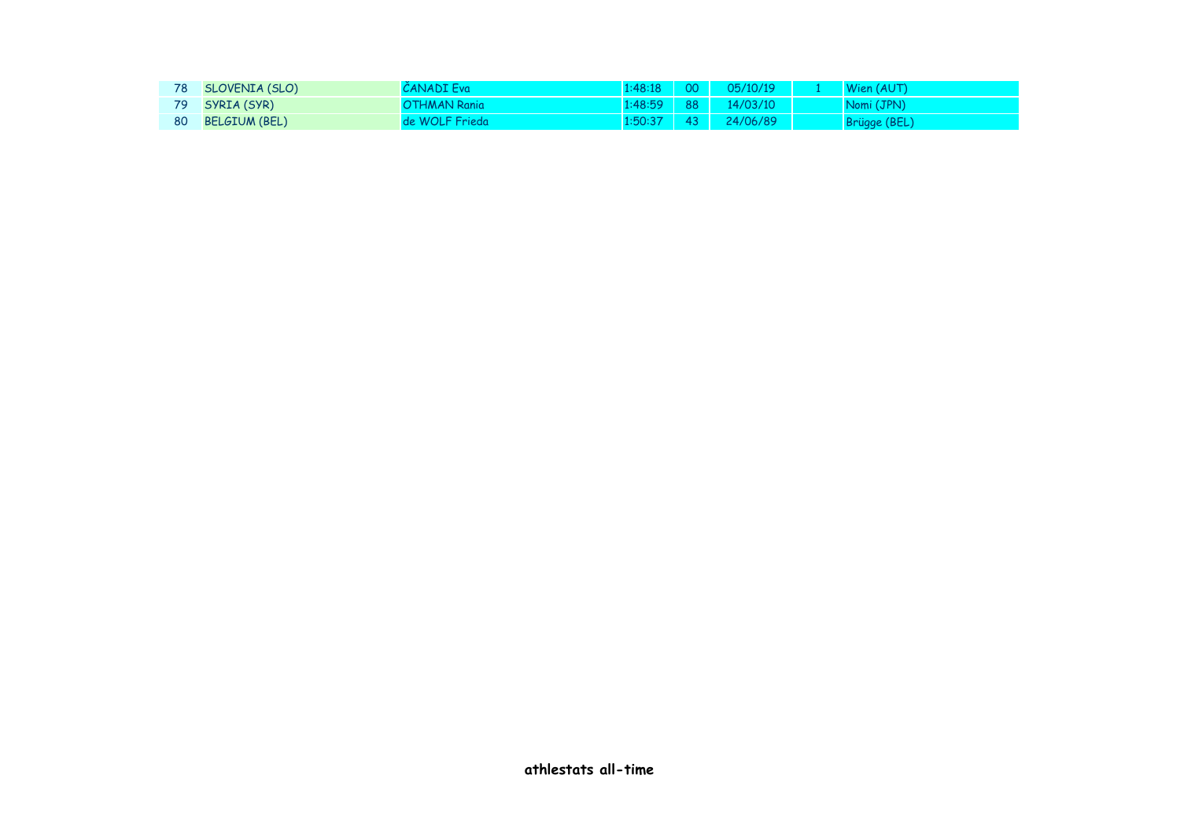| | | | | | | | |
|---|---|---|---|---|---|---|---|
| 78 | SLOVENIA (SLO) | ČANADI Eva | 1:48:18 | 00 | 05/10/19 | 1 | Wien (AUT) |
| 79 | SYRIA (SYR) | OTHMAN Rania | 1:48:59 | 88 | 14/03/10 | | Nomi (JPN) |
| 80 | BELGIUM (BEL) | de WOLF Frieda | 1:50:37 | 43 | 24/06/89 | | Brügge (BEL) |

**athlestats all-time**